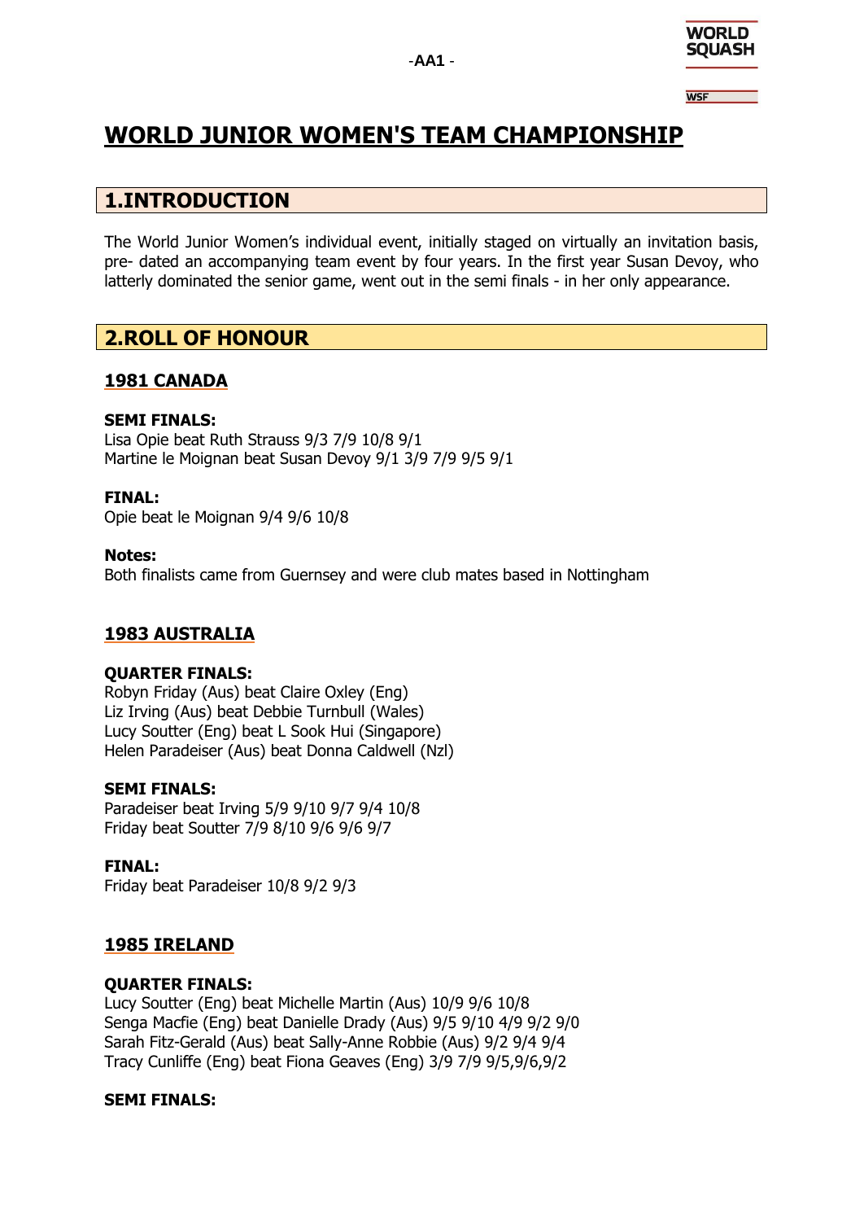# WORLD JUNIOR WOMEN'S TEAM CHAMPIONSHIP

## 1.INTRODUCTION

The World Junior Women's individual event, initially staged on virtually an invitation basis, pre- dated an accompanying team event by four years. In the first year Susan Devoy, who latterly dominated the senior game, went out in the semi finals - in her only appearance.

## 2.ROLL OF HONOUR

### 1981 CANADA

**SEMI FINALS:**
Lisa Opie beat Ruth Strauss 9/3 7/9 10/8 9/1
Martine le Moignan beat Susan Devoy 9/1 3/9 7/9 9/5 9/1

**FINAL:**
Opie beat le Moignan 9/4 9/6 10/8

**Notes:**
Both finalists came from Guernsey and were club mates based in Nottingham

### 1983 AUSTRALIA

**QUARTER FINALS:**
Robyn Friday (Aus) beat Claire Oxley (Eng)
Liz Irving (Aus) beat Debbie Turnbull (Wales)
Lucy Soutter (Eng) beat L Sook Hui (Singapore)
Helen Paradeiser (Aus) beat Donna Caldwell (Nzl)

**SEMI FINALS:**
Paradeiser beat Irving 5/9 9/10 9/7 9/4 10/8
Friday beat Soutter 7/9 8/10 9/6 9/6 9/7

**FINAL:**
Friday beat Paradeiser 10/8 9/2 9/3

### 1985 IRELAND

**QUARTER FINALS:**
Lucy Soutter (Eng) beat Michelle Martin (Aus) 10/9 9/6 10/8
Senga Macfie (Eng) beat Danielle Drady (Aus) 9/5 9/10 4/9 9/2 9/0
Sarah Fitz-Gerald (Aus) beat Sally-Anne Robbie (Aus) 9/2 9/4 9/4
Tracy Cunliffe (Eng) beat Fiona Geaves (Eng) 3/9 7/9 9/5,9/6,9/2

**SEMI FINALS:**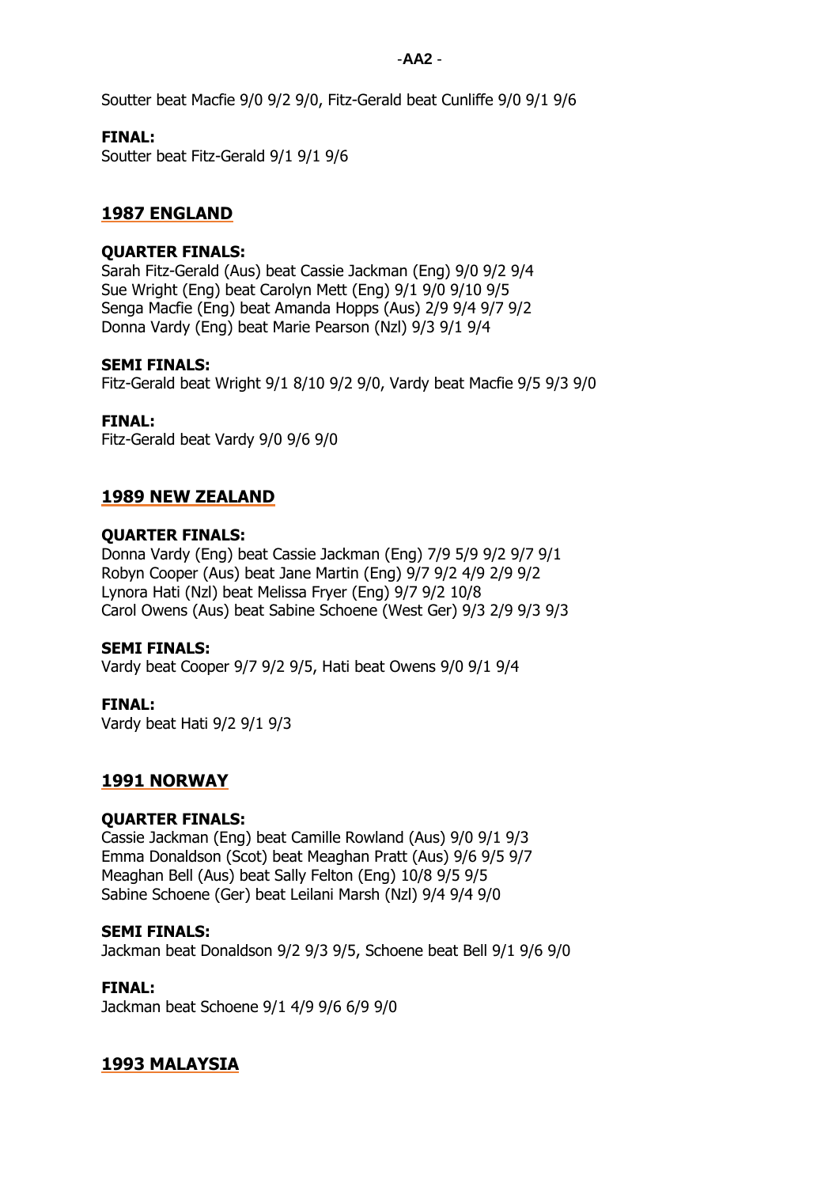Soutter beat Macfie 9/0 9/2 9/0, Fitz-Gerald beat Cunliffe 9/0 9/1 9/6

**FINAL:**
Soutter beat Fitz-Gerald 9/1 9/1 9/6

## 1987 ENGLAND

**QUARTER FINALS:**
Sarah Fitz-Gerald (Aus) beat Cassie Jackman (Eng) 9/0 9/2 9/4
Sue Wright (Eng) beat Carolyn Mett (Eng) 9/1 9/0 9/10 9/5
Senga Macfie (Eng) beat Amanda Hopps (Aus) 2/9 9/4 9/7 9/2
Donna Vardy (Eng) beat Marie Pearson (Nzl) 9/3 9/1 9/4

**SEMI FINALS:**
Fitz-Gerald beat Wright 9/1 8/10 9/2 9/0, Vardy beat Macfie 9/5 9/3 9/0

**FINAL:**
Fitz-Gerald beat Vardy 9/0 9/6 9/0

## 1989 NEW ZEALAND

**QUARTER FINALS:**
Donna Vardy (Eng) beat Cassie Jackman (Eng) 7/9 5/9 9/2 9/7 9/1
Robyn Cooper (Aus) beat Jane Martin (Eng) 9/7 9/2 4/9 2/9 9/2
Lynora Hati (Nzl) beat Melissa Fryer (Eng) 9/7 9/2 10/8
Carol Owens (Aus) beat Sabine Schoene (West Ger) 9/3 2/9 9/3 9/3

**SEMI FINALS:**
Vardy beat Cooper 9/7 9/2 9/5, Hati beat Owens 9/0 9/1 9/4

**FINAL:**
Vardy beat Hati 9/2 9/1 9/3

## 1991 NORWAY

**QUARTER FINALS:**
Cassie Jackman (Eng) beat Camille Rowland (Aus) 9/0 9/1 9/3
Emma Donaldson (Scot) beat Meaghan Pratt (Aus) 9/6 9/5 9/7
Meaghan Bell (Aus) beat Sally Felton (Eng) 10/8 9/5 9/5
Sabine Schoene (Ger) beat Leilani Marsh (Nzl) 9/4 9/4 9/0

**SEMI FINALS:**
Jackman beat Donaldson 9/2 9/3 9/5, Schoene beat Bell 9/1 9/6 9/0

**FINAL:**
Jackman beat Schoene 9/1 4/9 9/6 6/9 9/0

## 1993 MALAYSIA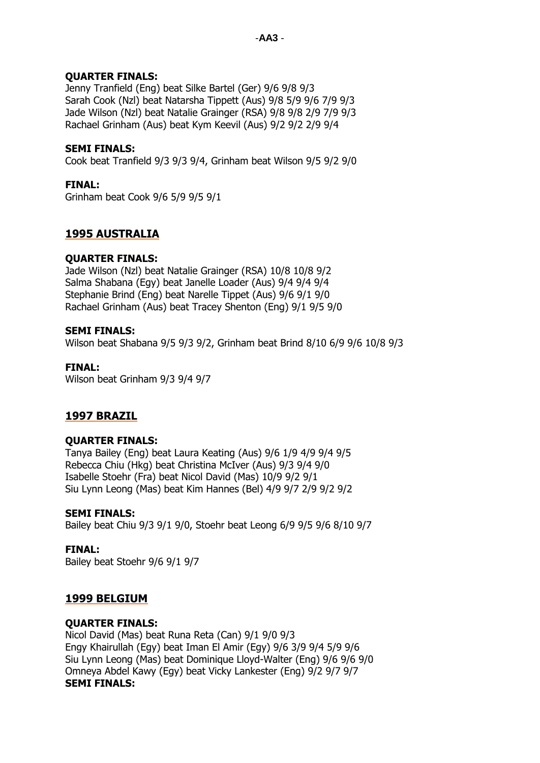**QUARTER FINALS:**
Jenny Tranfield (Eng) beat Silke Bartel (Ger) 9/6 9/8 9/3
Sarah Cook (Nzl) beat Natarsha Tippett (Aus) 9/8 5/9 9/6 7/9 9/3
Jade Wilson (Nzl) beat Natalie Grainger (RSA) 9/8 9/8 2/9 7/9 9/3
Rachael Grinham (Aus) beat Kym Keevil (Aus) 9/2 9/2 2/9 9/4

**SEMI FINALS:**
Cook beat Tranfield 9/3 9/3 9/4, Grinham beat Wilson 9/5 9/2 9/0

**FINAL:**
Grinham beat Cook 9/6 5/9 9/5 9/1

## 1995 AUSTRALIA

**QUARTER FINALS:**
Jade Wilson (Nzl) beat Natalie Grainger (RSA) 10/8 10/8 9/2
Salma Shabana (Egy) beat Janelle Loader (Aus) 9/4 9/4 9/4
Stephanie Brind (Eng) beat Narelle Tippet (Aus) 9/6 9/1 9/0
Rachael Grinham (Aus) beat Tracey Shenton (Eng) 9/1 9/5 9/0

**SEMI FINALS:**
Wilson beat Shabana 9/5 9/3 9/2, Grinham beat Brind 8/10 6/9 9/6 10/8 9/3

**FINAL:**
Wilson beat Grinham 9/3 9/4 9/7

## 1997 BRAZIL

**QUARTER FINALS:**
Tanya Bailey (Eng) beat Laura Keating (Aus) 9/6 1/9 4/9 9/4 9/5
Rebecca Chiu (Hkg) beat Christina McIver (Aus) 9/3 9/4 9/0
Isabelle Stoehr (Fra) beat Nicol David (Mas) 10/9 9/2 9/1
Siu Lynn Leong (Mas) beat Kim Hannes (Bel) 4/9 9/7 2/9 9/2 9/2

**SEMI FINALS:**
Bailey beat Chiu 9/3 9/1 9/0, Stoehr beat Leong 6/9 9/5 9/6 8/10 9/7

**FINAL:**
Bailey beat Stoehr 9/6 9/1 9/7

## 1999 BELGIUM

**QUARTER FINALS:**
Nicol David (Mas) beat Runa Reta (Can) 9/1 9/0 9/3
Engy Khairullah (Egy) beat Iman El Amir (Egy) 9/6 3/9 9/4 5/9 9/6
Siu Lynn Leong (Mas) beat Dominique Lloyd-Walter (Eng) 9/6 9/6 9/0
Omneya Abdel Kawy (Egy) beat Vicky Lankester (Eng) 9/2 9/7 9/7

**SEMI FINALS:**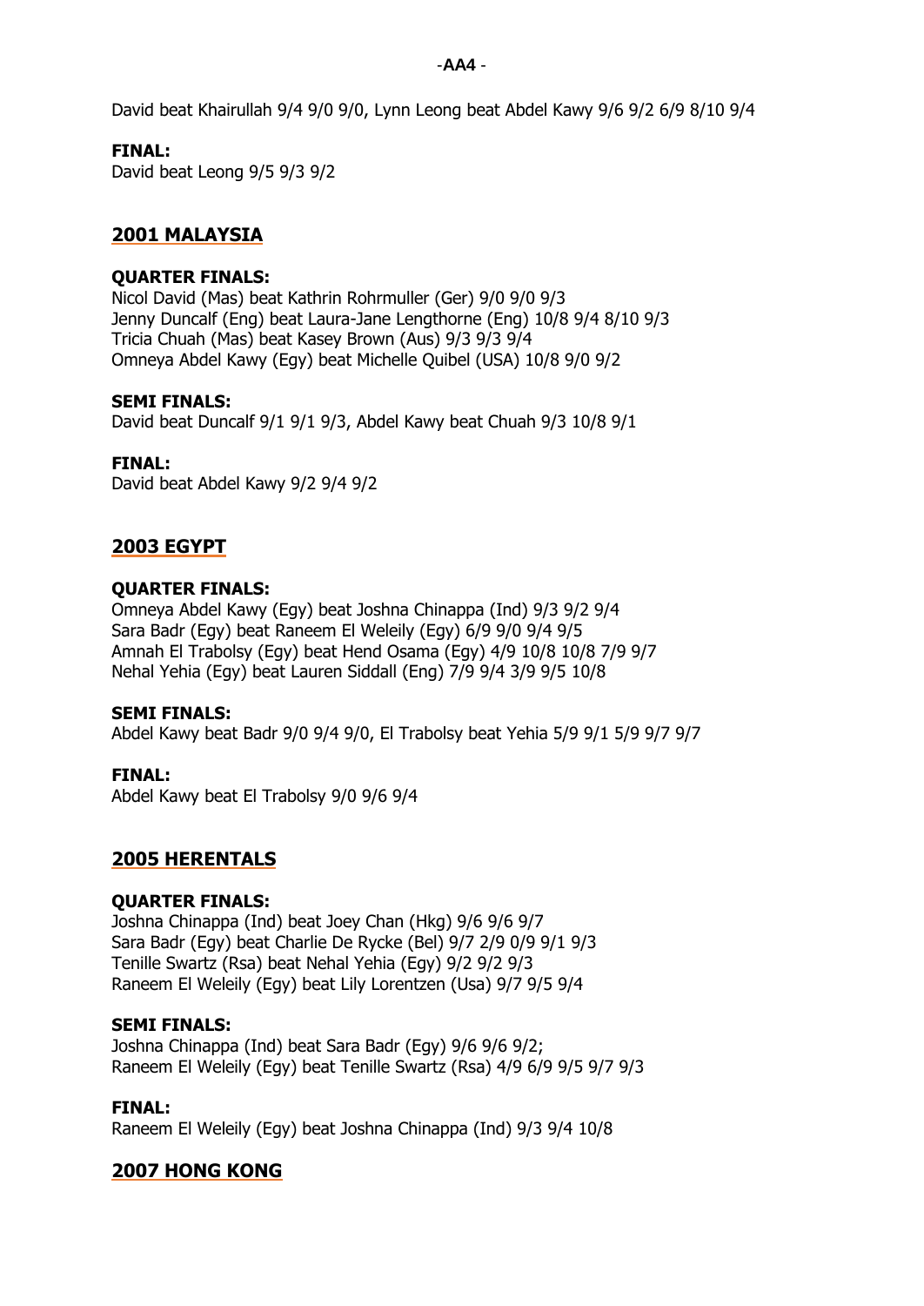David beat Khairullah 9/4 9/0 9/0, Lynn Leong beat Abdel Kawy 9/6 9/2 6/9 8/10 9/4

**FINAL:**
David beat Leong 9/5 9/3 9/2

## 2001 MALAYSIA

**QUARTER FINALS:**
Nicol David (Mas) beat Kathrin Rohrmuller (Ger) 9/0 9/0 9/3
Jenny Duncalf (Eng) beat Laura-Jane Lengthorne (Eng) 10/8 9/4 8/10 9/3
Tricia Chuah (Mas) beat Kasey Brown (Aus) 9/3 9/3 9/4
Omneya Abdel Kawy (Egy) beat Michelle Quibel (USA) 10/8 9/0 9/2

**SEMI FINALS:**
David beat Duncalf 9/1 9/1 9/3, Abdel Kawy beat Chuah 9/3 10/8 9/1

**FINAL:**
David beat Abdel Kawy 9/2 9/4 9/2

## 2003 EGYPT

**QUARTER FINALS:**
Omneya Abdel Kawy (Egy) beat Joshna Chinappa (Ind) 9/3 9/2 9/4
Sara Badr (Egy) beat Raneem El Weleily (Egy) 6/9 9/0 9/4 9/5
Amnah El Trabolsy (Egy) beat Hend Osama (Egy) 4/9 10/8 10/8 7/9 9/7
Nehal Yehia (Egy) beat Lauren Siddall (Eng) 7/9 9/4 3/9 9/5 10/8

**SEMI FINALS:**
Abdel Kawy beat Badr 9/0 9/4 9/0, El Trabolsy beat Yehia 5/9 9/1 5/9 9/7 9/7

**FINAL:**
Abdel Kawy beat El Trabolsy 9/0 9/6 9/4

## 2005 HERENTALS

**QUARTER FINALS:**
Joshna Chinappa (Ind) beat Joey Chan (Hkg) 9/6 9/6 9/7
Sara Badr (Egy) beat Charlie De Rycke (Bel) 9/7 2/9 0/9 9/1 9/3
Tenille Swartz (Rsa) beat Nehal Yehia (Egy) 9/2 9/2 9/3
Raneem El Weleily (Egy) beat Lily Lorentzen (Usa) 9/7 9/5 9/4

**SEMI FINALS:**
Joshna Chinappa (Ind) beat Sara Badr (Egy) 9/6 9/6 9/2;
Raneem El Weleily (Egy) beat Tenille Swartz (Rsa) 4/9 6/9 9/5 9/7 9/3

**FINAL:**
Raneem El Weleily (Egy) beat Joshna Chinappa (Ind) 9/3 9/4 10/8

## 2007 HONG KONG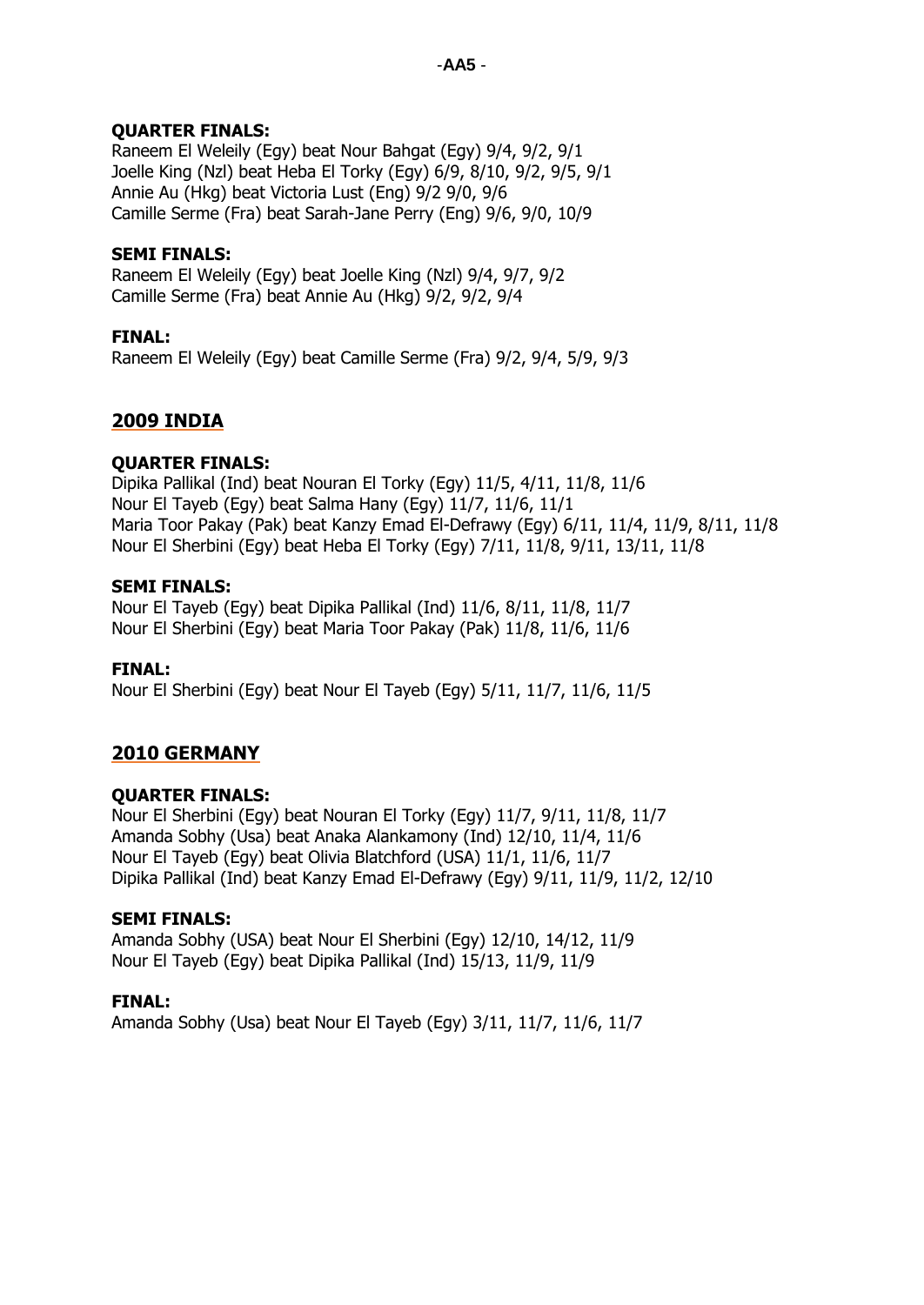**QUARTER FINALS:**
Raneem El Weleily (Egy) beat Nour Bahgat (Egy) 9/4, 9/2, 9/1
Joelle King (Nzl) beat Heba El Torky (Egy) 6/9, 8/10, 9/2, 9/5, 9/1
Annie Au (Hkg) beat Victoria Lust (Eng) 9/2 9/0, 9/6
Camille Serme (Fra) beat Sarah-Jane Perry (Eng) 9/6, 9/0, 10/9

**SEMI FINALS:**
Raneem El Weleily (Egy) beat Joelle King (Nzl) 9/4, 9/7, 9/2
Camille Serme (Fra) beat Annie Au (Hkg) 9/2, 9/2, 9/4

**FINAL:**
Raneem El Weleily (Egy) beat Camille Serme (Fra) 9/2, 9/4, 5/9, 9/3

## 2009 INDIA

**QUARTER FINALS:**
Dipika Pallikal (Ind) beat Nouran El Torky (Egy) 11/5, 4/11, 11/8, 11/6
Nour El Tayeb (Egy) beat Salma Hany (Egy) 11/7, 11/6, 11/1
Maria Toor Pakay (Pak) beat Kanzy Emad El-Defrawy (Egy) 6/11, 11/4, 11/9, 8/11, 11/8
Nour El Sherbini (Egy) beat Heba El Torky (Egy) 7/11, 11/8, 9/11, 13/11, 11/8

**SEMI FINALS:**
Nour El Tayeb (Egy) beat Dipika Pallikal (Ind) 11/6, 8/11, 11/8, 11/7
Nour El Sherbini (Egy) beat Maria Toor Pakay (Pak) 11/8, 11/6, 11/6

**FINAL:**
Nour El Sherbini (Egy) beat Nour El Tayeb (Egy) 5/11, 11/7, 11/6, 11/5

## 2010 GERMANY

**QUARTER FINALS:**
Nour El Sherbini (Egy) beat Nouran El Torky (Egy) 11/7, 9/11, 11/8, 11/7
Amanda Sobhy (Usa) beat Anaka Alankamony (Ind) 12/10, 11/4, 11/6
Nour El Tayeb (Egy) beat Olivia Blatchford (USA) 11/1, 11/6, 11/7
Dipika Pallikal (Ind) beat Kanzy Emad El-Defrawy (Egy) 9/11, 11/9, 11/2, 12/10

**SEMI FINALS:**
Amanda Sobhy (USA) beat Nour El Sherbini (Egy) 12/10, 14/12, 11/9
Nour El Tayeb (Egy) beat Dipika Pallikal (Ind) 15/13, 11/9, 11/9

**FINAL:**
Amanda Sobhy (Usa) beat Nour El Tayeb (Egy) 3/11, 11/7, 11/6, 11/7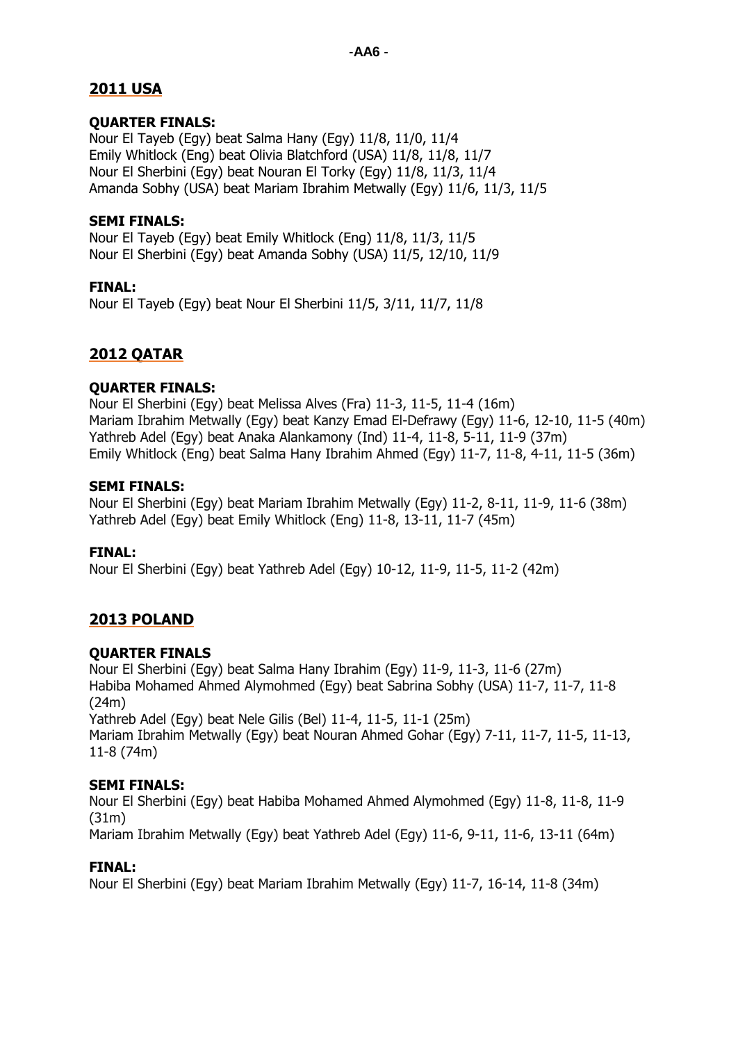## 2011 USA

**QUARTER FINALS:**
Nour El Tayeb (Egy) beat Salma Hany (Egy) 11/8, 11/0, 11/4
Emily Whitlock (Eng) beat Olivia Blatchford (USA) 11/8, 11/8, 11/7
Nour El Sherbini (Egy) beat Nouran El Torky (Egy) 11/8, 11/3, 11/4
Amanda Sobhy (USA) beat Mariam Ibrahim Metwally (Egy) 11/6, 11/3, 11/5

**SEMI FINALS:**
Nour El Tayeb (Egy) beat Emily Whitlock (Eng) 11/8, 11/3, 11/5
Nour El Sherbini (Egy) beat Amanda Sobhy (USA) 11/5, 12/10, 11/9

**FINAL:**
Nour El Tayeb (Egy) beat Nour El Sherbini 11/5, 3/11, 11/7, 11/8

## 2012 QATAR

**QUARTER FINALS:**
Nour El Sherbini (Egy) beat Melissa Alves (Fra) 11-3, 11-5, 11-4 (16m)
Mariam Ibrahim Metwally (Egy) beat Kanzy Emad El-Defrawy (Egy) 11-6, 12-10, 11-5 (40m)
Yathreb Adel (Egy) beat Anaka Alankamony (Ind) 11-4, 11-8, 5-11, 11-9 (37m)
Emily Whitlock (Eng) beat Salma Hany Ibrahim Ahmed (Egy) 11-7, 11-8, 4-11, 11-5 (36m)

**SEMI FINALS:**
Nour El Sherbini (Egy) beat Mariam Ibrahim Metwally (Egy) 11-2, 8-11, 11-9, 11-6 (38m)
Yathreb Adel (Egy) beat Emily Whitlock (Eng) 11-8, 13-11, 11-7 (45m)

**FINAL:**
Nour El Sherbini (Egy) beat Yathreb Adel (Egy) 10-12, 11-9, 11-5, 11-2 (42m)

## 2013 POLAND

**QUARTER FINALS**
Nour El Sherbini (Egy) beat Salma Hany Ibrahim (Egy) 11-9, 11-3, 11-6 (27m)
Habiba Mohamed Ahmed Alymohmed (Egy) beat Sabrina Sobhy (USA) 11-7, 11-7, 11-8 (24m)
Yathreb Adel (Egy) beat Nele Gilis (Bel) 11-4, 11-5, 11-1 (25m)
Mariam Ibrahim Metwally (Egy) beat Nouran Ahmed Gohar (Egy) 7-11, 11-7, 11-5, 11-13, 11-8 (74m)

**SEMI FINALS:**
Nour El Sherbini (Egy) beat Habiba Mohamed Ahmed Alymohmed (Egy) 11-8, 11-8, 11-9 (31m)
Mariam Ibrahim Metwally (Egy) beat Yathreb Adel (Egy) 11-6, 9-11, 11-6, 13-11 (64m)

**FINAL:**
Nour El Sherbini (Egy) beat Mariam Ibrahim Metwally (Egy) 11-7, 16-14, 11-8 (34m)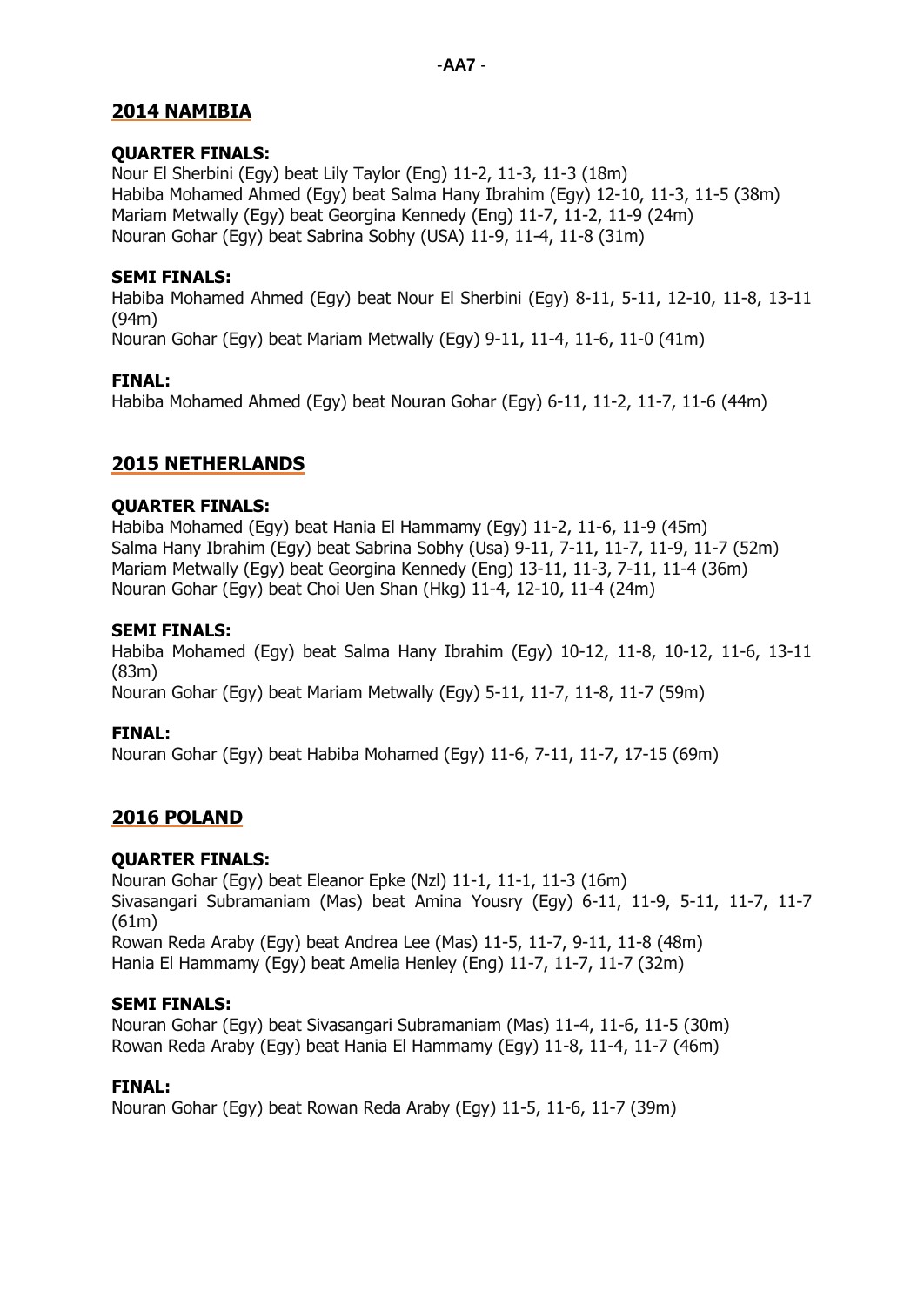## 2014 NAMIBIA

**QUARTER FINALS:**
Nour El Sherbini (Egy) beat Lily Taylor (Eng) 11-2, 11-3, 11-3 (18m)
Habiba Mohamed Ahmed (Egy) beat Salma Hany Ibrahim (Egy) 12-10, 11-3, 11-5 (38m)
Mariam Metwally (Egy) beat Georgina Kennedy (Eng) 11-7, 11-2, 11-9 (24m)
Nouran Gohar (Egy) beat Sabrina Sobhy (USA) 11-9, 11-4, 11-8 (31m)

**SEMI FINALS:**
Habiba Mohamed Ahmed (Egy) beat Nour El Sherbini (Egy) 8-11, 5-11, 12-10, 11-8, 13-11 (94m)
Nouran Gohar (Egy) beat Mariam Metwally (Egy) 9-11, 11-4, 11-6, 11-0 (41m)

**FINAL:**
Habiba Mohamed Ahmed (Egy) beat Nouran Gohar (Egy) 6-11, 11-2, 11-7, 11-6 (44m)

## 2015 NETHERLANDS

**QUARTER FINALS:**
Habiba Mohamed (Egy) beat Hania El Hammamy (Egy) 11-2, 11-6, 11-9 (45m)
Salma Hany Ibrahim (Egy) beat Sabrina Sobhy (Usa) 9-11, 7-11, 11-7, 11-9, 11-7 (52m)
Mariam Metwally (Egy) beat Georgina Kennedy (Eng) 13-11, 11-3, 7-11, 11-4 (36m)
Nouran Gohar (Egy) beat Choi Uen Shan (Hkg) 11-4, 12-10, 11-4 (24m)

**SEMI FINALS:**
Habiba Mohamed (Egy) beat Salma Hany Ibrahim (Egy) 10-12, 11-8, 10-12, 11-6, 13-11 (83m)
Nouran Gohar (Egy) beat Mariam Metwally (Egy) 5-11, 11-7, 11-8, 11-7 (59m)

**FINAL:**
Nouran Gohar (Egy) beat Habiba Mohamed (Egy) 11-6, 7-11, 11-7, 17-15 (69m)

## 2016 POLAND

**QUARTER FINALS:**
Nouran Gohar (Egy) beat Eleanor Epke (Nzl) 11-1, 11-1, 11-3 (16m)
Sivasangari Subramaniam (Mas) beat Amina Yousry (Egy) 6-11, 11-9, 5-11, 11-7, 11-7 (61m)
Rowan Reda Araby (Egy) beat Andrea Lee (Mas) 11-5, 11-7, 9-11, 11-8 (48m)
Hania El Hammamy (Egy) beat Amelia Henley (Eng) 11-7, 11-7, 11-7 (32m)

**SEMI FINALS:**
Nouran Gohar (Egy) beat Sivasangari Subramaniam (Mas) 11-4, 11-6, 11-5 (30m)
Rowan Reda Araby (Egy) beat Hania El Hammamy (Egy) 11-8, 11-4, 11-7 (46m)

**FINAL:**
Nouran Gohar (Egy) beat Rowan Reda Araby (Egy) 11-5, 11-6, 11-7 (39m)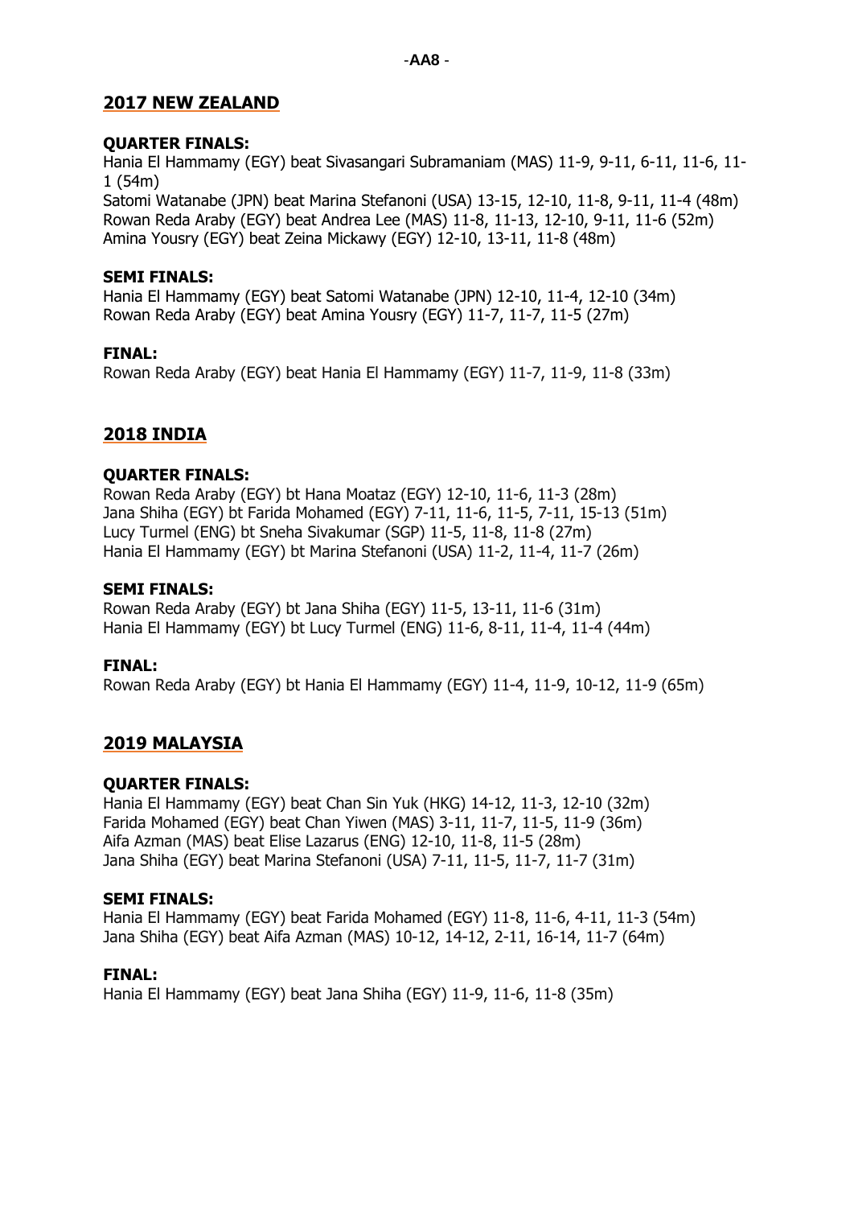## 2017 NEW ZEALAND

**QUARTER FINALS:**

Hania El Hammamy (EGY) beat Sivasangari Subramaniam (MAS) 11-9, 9-11, 6-11, 11-6, 11-1 (54m)
Satomi Watanabe (JPN) beat Marina Stefanoni (USA) 13-15, 12-10, 11-8, 9-11, 11-4 (48m)
Rowan Reda Araby (EGY) beat Andrea Lee (MAS) 11-8, 11-13, 12-10, 9-11, 11-6 (52m)
Amina Yousry (EGY) beat Zeina Mickawy (EGY) 12-10, 13-11, 11-8 (48m)

**SEMI FINALS:**

Hania El Hammamy (EGY) beat Satomi Watanabe (JPN) 12-10, 11-4, 12-10 (34m)
Rowan Reda Araby (EGY) beat Amina Yousry (EGY) 11-7, 11-7, 11-5 (27m)

**FINAL:**

Rowan Reda Araby (EGY) beat Hania El Hammamy (EGY) 11-7, 11-9, 11-8 (33m)

## 2018 INDIA

**QUARTER FINALS:**

Rowan Reda Araby (EGY) bt Hana Moataz (EGY) 12-10, 11-6, 11-3 (28m)
Jana Shiha (EGY) bt Farida Mohamed (EGY) 7-11, 11-6, 11-5, 7-11, 15-13 (51m)
Lucy Turmel (ENG) bt Sneha Sivakumar (SGP) 11-5, 11-8, 11-8 (27m)
Hania El Hammamy (EGY) bt Marina Stefanoni (USA) 11-2, 11-4, 11-7 (26m)

**SEMI FINALS:**

Rowan Reda Araby (EGY) bt Jana Shiha (EGY) 11-5, 13-11, 11-6 (31m)
Hania El Hammamy (EGY) bt Lucy Turmel (ENG) 11-6, 8-11, 11-4, 11-4 (44m)

**FINAL:**

Rowan Reda Araby (EGY) bt Hania El Hammamy (EGY) 11-4, 11-9, 10-12, 11-9 (65m)

## 2019 MALAYSIA

**QUARTER FINALS:**

Hania El Hammamy (EGY) beat Chan Sin Yuk (HKG) 14-12, 11-3, 12-10 (32m)
Farida Mohamed (EGY) beat Chan Yiwen (MAS) 3-11, 11-7, 11-5, 11-9 (36m)
Aifa Azman (MAS) beat Elise Lazarus (ENG) 12-10, 11-8, 11-5 (28m)
Jana Shiha (EGY) beat Marina Stefanoni (USA) 7-11, 11-5, 11-7, 11-7 (31m)

**SEMI FINALS:**

Hania El Hammamy (EGY) beat Farida Mohamed (EGY) 11-8, 11-6, 4-11, 11-3 (54m)
Jana Shiha (EGY) beat Aifa Azman (MAS) 10-12, 14-12, 2-11, 16-14, 11-7 (64m)

**FINAL:**

Hania El Hammamy (EGY) beat Jana Shiha (EGY) 11-9, 11-6, 11-8 (35m)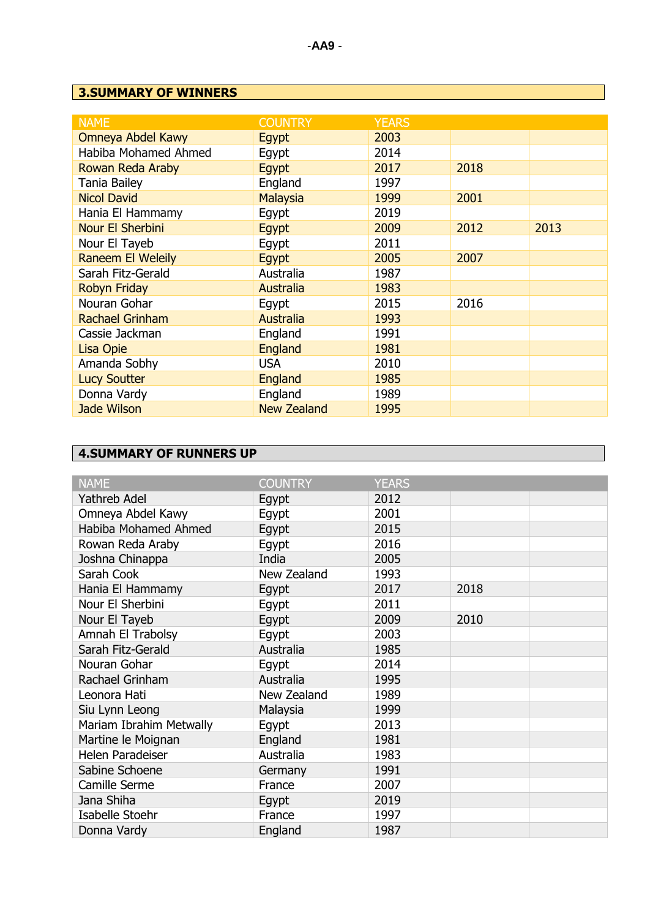## 3.SUMMARY OF WINNERS

| NAME | COUNTRY | YEARS | | |
|---|---|---|---|---|
| Omneya Abdel Kawy | Egypt | 2003 | | |
| Habiba Mohamed Ahmed | Egypt | 2014 | | |
| Rowan Reda Araby | Egypt | 2017 | 2018 | |
| Tania Bailey | England | 1997 | | |
| Nicol David | Malaysia | 1999 | 2001 | |
| Hania El Hammamy | Egypt | 2019 | | |
| Nour El Sherbini | Egypt | 2009 | 2012 | 2013 |
| Nour El Tayeb | Egypt | 2011 | | |
| Raneem El Weleily | Egypt | 2005 | 2007 | |
| Sarah Fitz-Gerald | Australia | 1987 | | |
| Robyn Friday | Australia | 1983 | | |
| Nouran Gohar | Egypt | 2015 | 2016 | |
| Rachael Grinham | Australia | 1993 | | |
| Cassie Jackman | England | 1991 | | |
| Lisa Opie | England | 1981 | | |
| Amanda Sobhy | USA | 2010 | | |
| Lucy Soutter | England | 1985 | | |
| Donna Vardy | England | 1989 | | |
| Jade Wilson | New Zealand | 1995 | | |

## 4.SUMMARY OF RUNNERS UP

| NAME | COUNTRY | YEARS | | |
|---|---|---|---|---|
| Yathreb Adel | Egypt | 2012 | | |
| Omneya Abdel Kawy | Egypt | 2001 | | |
| Habiba Mohamed Ahmed | Egypt | 2015 | | |
| Rowan Reda Araby | Egypt | 2016 | | |
| Joshna Chinappa | India | 2005 | | |
| Sarah Cook | New Zealand | 1993 | | |
| Hania El Hammamy | Egypt | 2017 | 2018 | |
| Nour El Sherbini | Egypt | 2011 | | |
| Nour El Tayeb | Egypt | 2009 | 2010 | |
| Amnah El Trabolsy | Egypt | 2003 | | |
| Sarah Fitz-Gerald | Australia | 1985 | | |
| Nouran Gohar | Egypt | 2014 | | |
| Rachael Grinham | Australia | 1995 | | |
| Leonora Hati | New Zealand | 1989 | | |
| Siu Lynn Leong | Malaysia | 1999 | | |
| Mariam Ibrahim Metwally | Egypt | 2013 | | |
| Martine le Moignan | England | 1981 | | |
| Helen Paradeiser | Australia | 1983 | | |
| Sabine Schoene | Germany | 1991 | | |
| Camille Serme | France | 2007 | | |
| Jana Shiha | Egypt | 2019 | | |
| Isabelle Stoehr | France | 1997 | | |
| Donna Vardy | England | 1987 | | |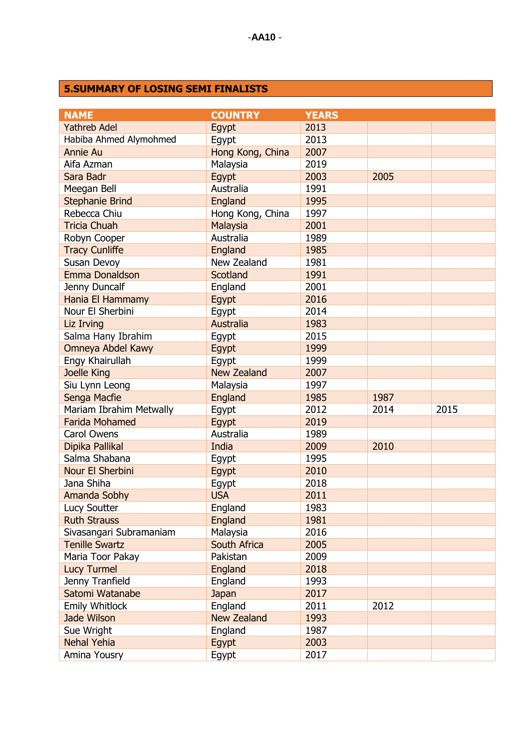## 5.SUMMARY OF LOSING SEMI FINALISTS

| NAME | COUNTRY | YEARS | | |
|---|---|---|---|---|
| Yathreb Adel | Egypt | 2013 | | |
| Habiba Ahmed Alymohmed | Egypt | 2013 | | |
| Annie Au | Hong Kong, China | 2007 | | |
| Aifa Azman | Malaysia | 2019 | | |
| Sara Badr | Egypt | 2003 | 2005 | |
| Meegan Bell | Australia | 1991 | | |
| Stephanie Brind | England | 1995 | | |
| Rebecca Chiu | Hong Kong, China | 1997 | | |
| Tricia Chuah | Malaysia | 2001 | | |
| Robyn Cooper | Australia | 1989 | | |
| Tracy Cunliffe | England | 1985 | | |
| Susan Devoy | New Zealand | 1981 | | |
| Emma Donaldson | Scotland | 1991 | | |
| Jenny Duncalf | England | 2001 | | |
| Hania El Hammamy | Egypt | 2016 | | |
| Nour El Sherbini | Egypt | 2014 | | |
| Liz Irving | Australia | 1983 | | |
| Salma Hany Ibrahim | Egypt | 2015 | | |
| Omneya Abdel Kawy | Egypt | 1999 | | |
| Engy Khairullah | Egypt | 1999 | | |
| Joelle King | New Zealand | 2007 | | |
| Siu Lynn Leong | Malaysia | 1997 | | |
| Senga Macfie | England | 1985 | 1987 | |
| Mariam Ibrahim Metwally | Egypt | 2012 | 2014 | 2015 |
| Farida Mohamed | Egypt | 2019 | | |
| Carol Owens | Australia | 1989 | | |
| Dipika Pallikal | India | 2009 | 2010 | |
| Salma Shabana | Egypt | 1995 | | |
| Nour El Sherbini | Egypt | 2010 | | |
| Jana Shiha | Egypt | 2018 | | |
| Amanda Sobhy | USA | 2011 | | |
| Lucy Soutter | England | 1983 | | |
| Ruth Strauss | England | 1981 | | |
| Sivasangari Subramaniam | Malaysia | 2016 | | |
| Tenille Swartz | South Africa | 2005 | | |
| Maria Toor Pakay | Pakistan | 2009 | | |
| Lucy Turmel | England | 2018 | | |
| Jenny Tranfield | England | 1993 | | |
| Satomi Watanabe | Japan | 2017 | | |
| Emily Whitlock | England | 2011 | 2012 | |
| Jade Wilson | New Zealand | 1993 | | |
| Sue Wright | England | 1987 | | |
| Nehal Yehia | Egypt | 2003 | | |
| Amina Yousry | Egypt | 2017 | | |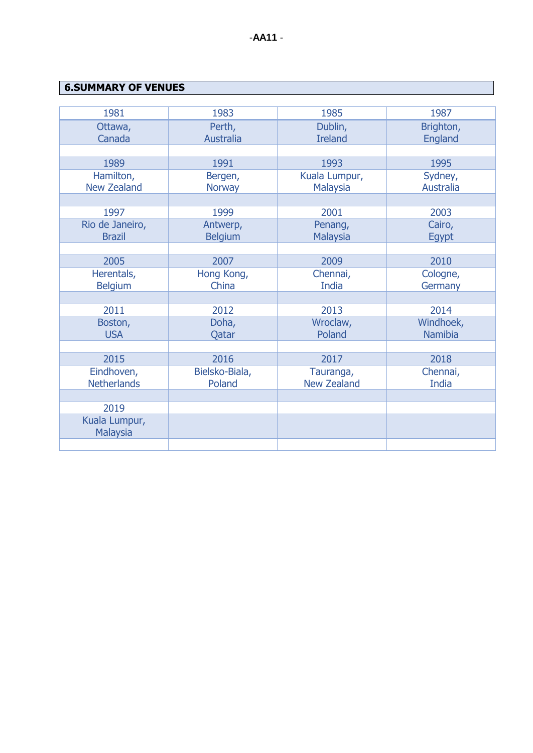## 6.SUMMARY OF VENUES

| 1981 | 1983 | 1985 | 1987 |
|---|---|---|---|
| Ottawa, Canada | Perth, Australia | Dublin, Ireland | Brighton, England |
| 1989 | 1991 | 1993 | 1995 |
| Hamilton, New Zealand | Bergen, Norway | Kuala Lumpur, Malaysia | Sydney, Australia |
| 1997 | 1999 | 2001 | 2003 |
| Rio de Janeiro, Brazil | Antwerp, Belgium | Penang, Malaysia | Cairo, Egypt |
| 2005 | 2007 | 2009 | 2010 |
| Herentals, Belgium | Hong Kong, China | Chennai, India | Cologne, Germany |
| 2011 | 2012 | 2013 | 2014 |
| Boston, USA | Doha, Qatar | Wroclaw, Poland | Windhoek, Namibia |
| 2015 | 2016 | 2017 | 2018 |
| Eindhoven, Netherlands | Bielsko-Biala, Poland | Tauranga, New Zealand | Chennai, India |
| 2019 | | | |
| Kuala Lumpur, Malaysia | | | |